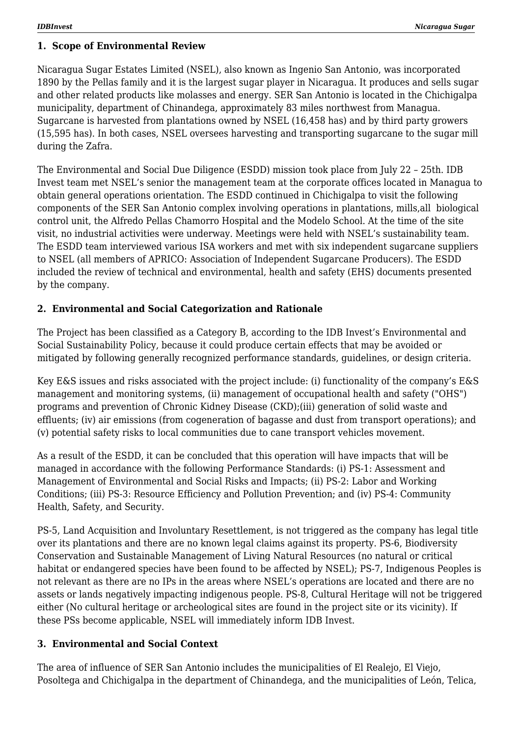## 1. Scope of Environmental Review

Nicaragua Sugar Estates Limited (NSEL), also known as Ingenio San Antonio, was incorporated 1890 by the Pellas family and it is the largest sugar player in Nicaragua. It produces and sells sugar and other related products like molasses and energy. SER San Antonio is located in the Chichigalpa municipality, department of Chinandega, approximately 83 miles northwest from Managua. Sugarcane is harvested from plantations owned by NSEL (16,458 has) and by third party growers (15,595 has). In both cases, NSEL oversees harvesting and transporting sugarcane to the sugar mill during the Zafra.

The Environmental and Social Due Diligence (ESDD) mission took place from July 22 – 25th. IDB Invest team met NSEL's senior the management team at the corporate offices located in Managua to obtain general operations orientation. The ESDD continued in Chichigalpa to visit the following components of the SER San Antonio complex involving operations in plantations, mills,all biological control unit, the Alfredo Pellas Chamorro Hospital and the Modelo School. At the time of the site visit, no industrial activities were underway. Meetings were held with NSEL's sustainability team. The ESDD team interviewed various ISA workers and met with six independent sugarcane suppliers to NSEL (all members of APRICO: Association of Independent Sugarcane Producers). The ESDD included the review of technical and environmental, health and safety (EHS) documents presented by the company.

## 2. Environmental and Social Categorization and Rationale

The Project has been classified as a Category B, according to the IDB Invest's Environmental and Social Sustainability Policy, because it could produce certain effects that may be avoided or mitigated by following generally recognized performance standards, guidelines, or design criteria.

Key E&S issues and risks associated with the project include: (i) functionality of the company's E&S management and monitoring systems, (ii) management of occupational health and safety ("OHS") programs and prevention of Chronic Kidney Disease (CKD);(iii) generation of solid waste and effluents; (iv) air emissions (from cogeneration of bagasse and dust from transport operations); and (v) potential safety risks to local communities due to cane transport vehicles movement.

As a result of the ESDD, it can be concluded that this operation will have impacts that will be managed in accordance with the following Performance Standards: (i) PS-1: Assessment and Management of Environmental and Social Risks and Impacts; (ii) PS-2: Labor and Working Conditions; (iii) PS-3: Resource Efficiency and Pollution Prevention; and (iv) PS-4: Community Health, Safety, and Security.

PS-5, Land Acquisition and Involuntary Resettlement, is not triggered as the company has legal title over its plantations and there are no known legal claims against its property. PS-6, Biodiversity Conservation and Sustainable Management of Living Natural Resources (no natural or critical habitat or endangered species have been found to be affected by NSEL); PS-7, Indigenous Peoples is not relevant as there are no IPs in the areas where NSEL's operations are located and there are no assets or lands negatively impacting indigenous people. PS-8, Cultural Heritage will not be triggered either (No cultural heritage or archeological sites are found in the project site or its vicinity). If these PSs become applicable, NSEL will immediately inform IDB Invest.

## 3. Environmental and Social Context

The area of influence of SER San Antonio includes the municipalities of El Realejo, El Viejo, Posoltega and Chichigalpa in the department of Chinandega, and the municipalities of León, Telica,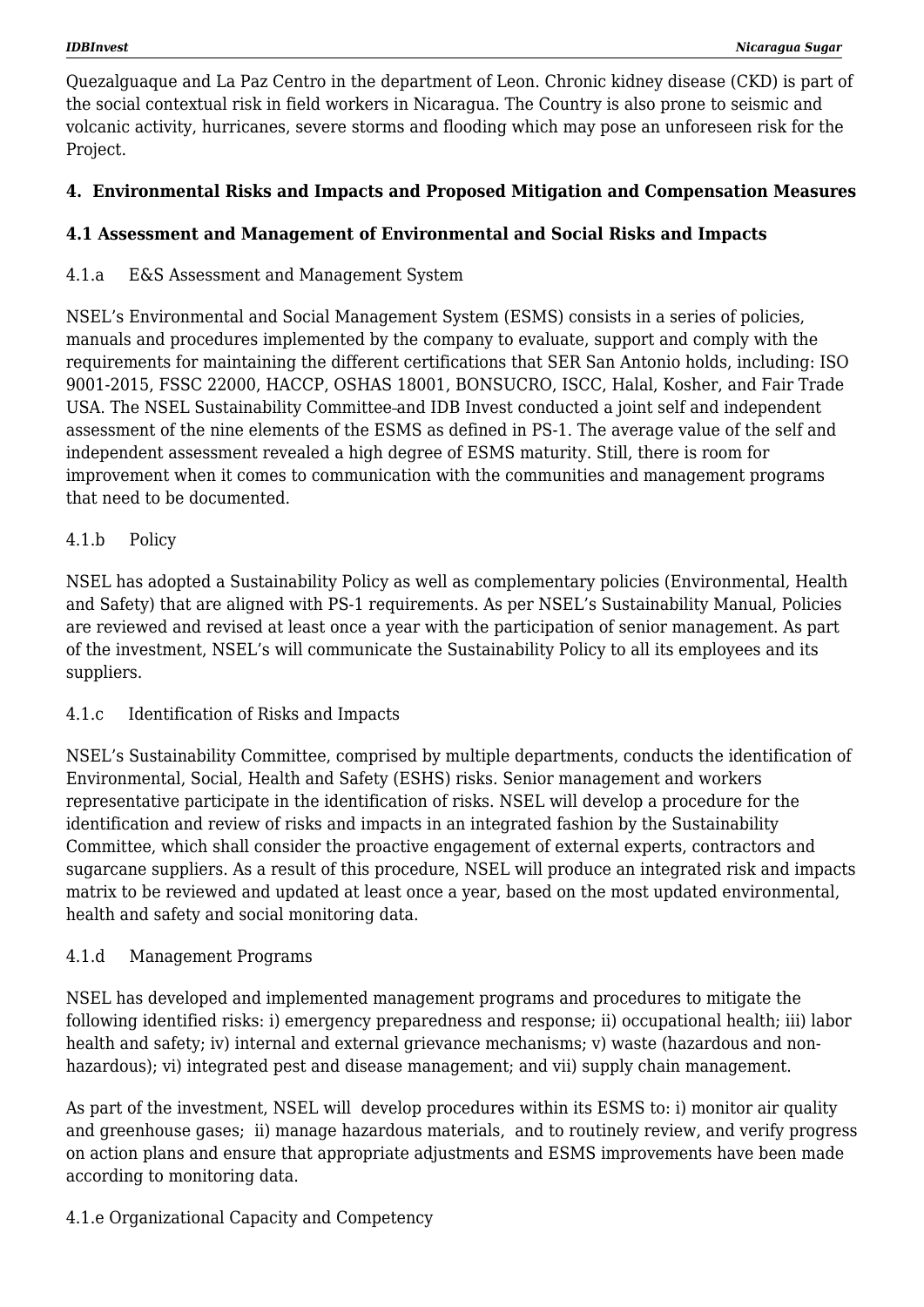Quezalguaque and La Paz Centro in the department of Leon. Chronic kidney disease (CKD) is part of the social contextual risk in field workers in Nicaragua. The Country is also prone to seismic and volcanic activity, hurricanes, severe storms and flooding which may pose an unforeseen risk for the Project.

## 4. Environmental Risks and Impacts and Proposed Mitigation and Compensation Measures

### 4.1 Assessment and Management of Environmental and Social Risks and Impacts

4.1.a E&S Assessment and Management System

NSEL's Environmental and Social Management System (ESMS) consists in a series of policies, manuals and procedures implemented by the company to evaluate, support and comply with the requirements for maintaining the different certifications that SER San Antonio holds, including: ISO 9001-2015, FSSC 22000, HACCP, OSHAS 18001, BONSUCRO, ISCC, Halal, Kosher, and Fair Trade USA. The NSEL Sustainability Committee and IDB Invest conducted a joint self and independent assessment of the nine elements of the ESMS as defined in PS-1. The average value of the self and independent assessment revealed a high degree of ESMS maturity. Still, there is room for improvement when it comes to communication with the communities and management programs that need to be documented.

4.1.b Policy

NSEL has adopted a Sustainability Policy as well as complementary policies (Environmental, Health and Safety) that are aligned with PS-1 requirements. As per NSEL's Sustainability Manual, Policies are reviewed and revised at least once a year with the participation of senior management. As part of the investment, NSEL's will communicate the Sustainability Policy to all its employees and its suppliers.

4.1.c Identification of Risks and Impacts

NSEL's Sustainability Committee, comprised by multiple departments, conducts the identification of Environmental, Social, Health and Safety (ESHS) risks. Senior management and workers representative participate in the identification of risks. NSEL will develop a procedure for the identification and review of risks and impacts in an integrated fashion by the Sustainability Committee, which shall consider the proactive engagement of external experts, contractors and sugarcane suppliers. As a result of this procedure, NSEL will produce an integrated risk and impacts matrix to be reviewed and updated at least once a year, based on the most updated environmental, health and safety and social monitoring data.

4.1.d Management Programs

NSEL has developed and implemented management programs and procedures to mitigate the following identified risks: i) emergency preparedness and response; ii) occupational health; iii) labor health and safety; iv) internal and external grievance mechanisms; v) waste (hazardous and non-hazardous); vi) integrated pest and disease management; and vii) supply chain management.

As part of the investment, NSEL will develop procedures within its ESMS to: i) monitor air quality and greenhouse gases; ii) manage hazardous materials, and to routinely review, and verify progress on action plans and ensure that appropriate adjustments and ESMS improvements have been made according to monitoring data.

4.1.e Organizational Capacity and Competency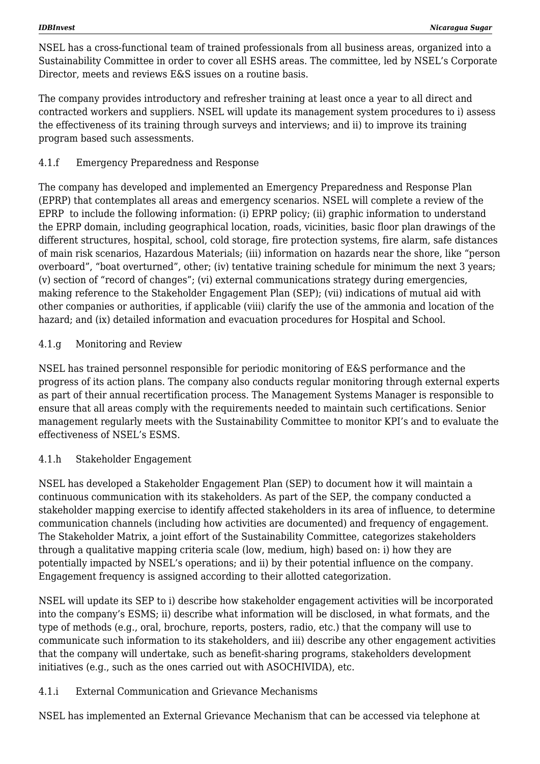NSEL has a cross-functional team of trained professionals from all business areas, organized into a Sustainability Committee in order to cover all ESHS areas. The committee, led by NSEL's Corporate Director, meets and reviews E&S issues on a routine basis.

The company provides introductory and refresher training at least once a year to all direct and contracted workers and suppliers. NSEL will update its management system procedures to i) assess the effectiveness of its training through surveys and interviews; and ii) to improve its training program based such assessments.

### 4.1.f Emergency Preparedness and Response

The company has developed and implemented an Emergency Preparedness and Response Plan (EPRP) that contemplates all areas and emergency scenarios. NSEL will complete a review of the EPRP to include the following information: (i) EPRP policy; (ii) graphic information to understand the EPRP domain, including geographical location, roads, vicinities, basic floor plan drawings of the different structures, hospital, school, cold storage, fire protection systems, fire alarm, safe distances of main risk scenarios, Hazardous Materials; (iii) information on hazards near the shore, like "person overboard", "boat overturned", other; (iv) tentative training schedule for minimum the next 3 years; (v) section of "record of changes"; (vi) external communications strategy during emergencies, making reference to the Stakeholder Engagement Plan (SEP); (vii) indications of mutual aid with other companies or authorities, if applicable (viii) clarify the use of the ammonia and location of the hazard; and (ix) detailed information and evacuation procedures for Hospital and School.

### 4.1.g Monitoring and Review

NSEL has trained personnel responsible for periodic monitoring of E&S performance and the progress of its action plans. The company also conducts regular monitoring through external experts as part of their annual recertification process. The Management Systems Manager is responsible to ensure that all areas comply with the requirements needed to maintain such certifications. Senior management regularly meets with the Sustainability Committee to monitor KPI's and to evaluate the effectiveness of NSEL's ESMS.

### 4.1.h Stakeholder Engagement

NSEL has developed a Stakeholder Engagement Plan (SEP) to document how it will maintain a continuous communication with its stakeholders. As part of the SEP, the company conducted a stakeholder mapping exercise to identify affected stakeholders in its area of influence, to determine communication channels (including how activities are documented) and frequency of engagement. The Stakeholder Matrix, a joint effort of the Sustainability Committee, categorizes stakeholders through a qualitative mapping criteria scale (low, medium, high) based on: i) how they are potentially impacted by NSEL's operations; and ii) by their potential influence on the company. Engagement frequency is assigned according to their allotted categorization.

NSEL will update its SEP to i) describe how stakeholder engagement activities will be incorporated into the company's ESMS; ii) describe what information will be disclosed, in what formats, and the type of methods (e.g., oral, brochure, reports, posters, radio, etc.) that the company will use to communicate such information to its stakeholders, and iii) describe any other engagement activities that the company will undertake, such as benefit-sharing programs, stakeholders development initiatives (e.g., such as the ones carried out with ASOCHIVIDA), etc.

### 4.1.i External Communication and Grievance Mechanisms

NSEL has implemented an External Grievance Mechanism that can be accessed via telephone at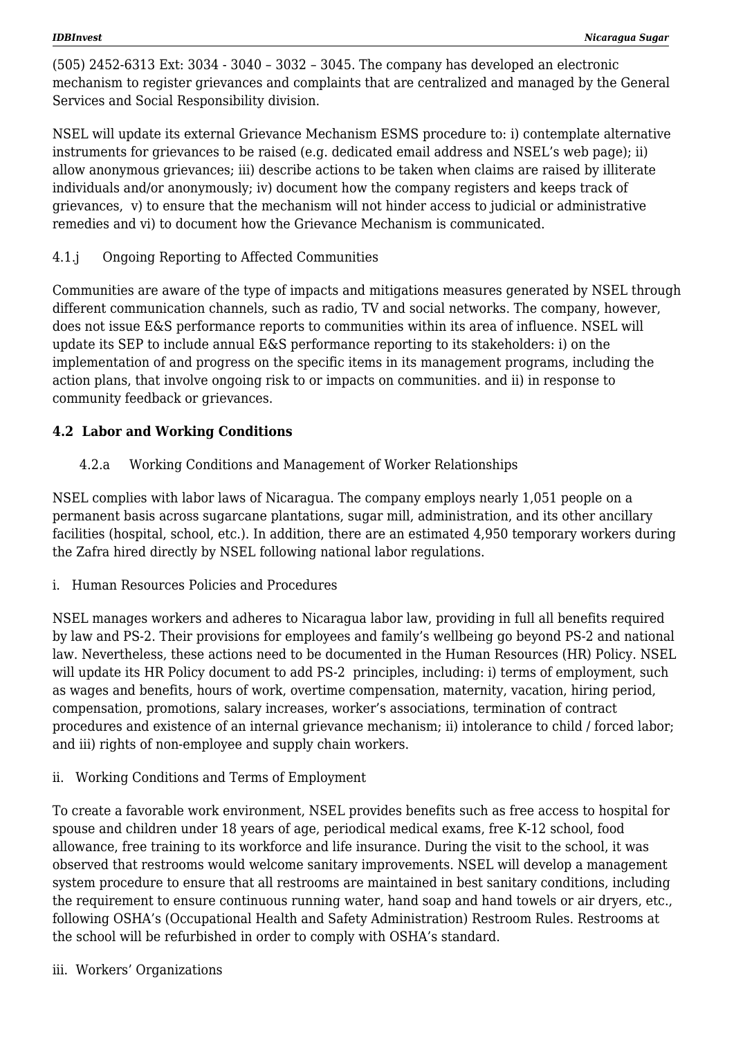(505) 2452-6313 Ext: 3034 - 3040 – 3032 – 3045. The company has developed an electronic mechanism to register grievances and complaints that are centralized and managed by the General Services and Social Responsibility division.

NSEL will update its external Grievance Mechanism ESMS procedure to: i) contemplate alternative instruments for grievances to be raised (e.g. dedicated email address and NSEL's web page); ii) allow anonymous grievances; iii) describe actions to be taken when claims are raised by illiterate individuals and/or anonymously; iv) document how the company registers and keeps track of grievances, v) to ensure that the mechanism will not hinder access to judicial or administrative remedies and vi) to document how the Grievance Mechanism is communicated.

4.1.j Ongoing Reporting to Affected Communities

Communities are aware of the type of impacts and mitigations measures generated by NSEL through different communication channels, such as radio, TV and social networks. The company, however, does not issue E&S performance reports to communities within its area of influence. NSEL will update its SEP to include annual E&S performance reporting to its stakeholders: i) on the implementation of and progress on the specific items in its management programs, including the action plans, that involve ongoing risk to or impacts on communities. and ii) in response to community feedback or grievances.

## 4.2 Labor and Working Conditions

4.2.a Working Conditions and Management of Worker Relationships

NSEL complies with labor laws of Nicaragua. The company employs nearly 1,051 people on a permanent basis across sugarcane plantations, sugar mill, administration, and its other ancillary facilities (hospital, school, etc.). In addition, there are an estimated 4,950 temporary workers during the Zafra hired directly by NSEL following national labor regulations.

i. Human Resources Policies and Procedures

NSEL manages workers and adheres to Nicaragua labor law, providing in full all benefits required by law and PS-2. Their provisions for employees and family's wellbeing go beyond PS-2 and national law. Nevertheless, these actions need to be documented in the Human Resources (HR) Policy. NSEL will update its HR Policy document to add PS-2 principles, including: i) terms of employment, such as wages and benefits, hours of work, overtime compensation, maternity, vacation, hiring period, compensation, promotions, salary increases, worker's associations, termination of contract procedures and existence of an internal grievance mechanism; ii) intolerance to child / forced labor; and iii) rights of non-employee and supply chain workers.

ii. Working Conditions and Terms of Employment

To create a favorable work environment, NSEL provides benefits such as free access to hospital for spouse and children under 18 years of age, periodical medical exams, free K-12 school, food allowance, free training to its workforce and life insurance. During the visit to the school, it was observed that restrooms would welcome sanitary improvements. NSEL will develop a management system procedure to ensure that all restrooms are maintained in best sanitary conditions, including the requirement to ensure continuous running water, hand soap and hand towels or air dryers, etc., following OSHA's (Occupational Health and Safety Administration) Restroom Rules. Restrooms at the school will be refurbished in order to comply with OSHA's standard.

iii. Workers' Organizations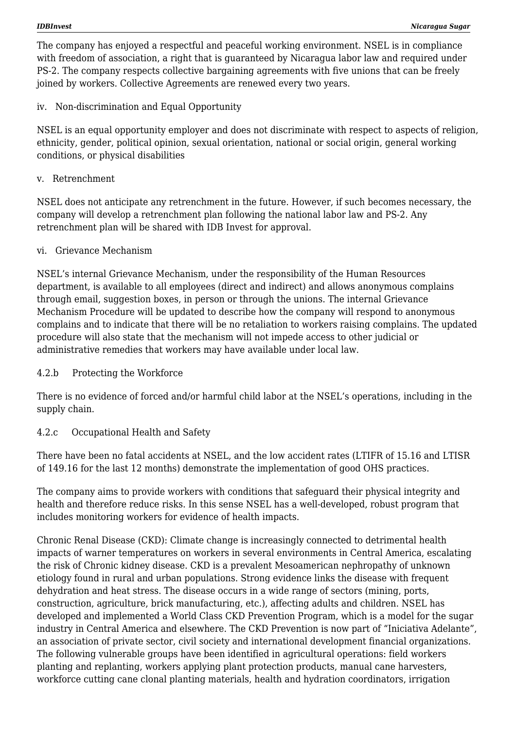The company has enjoyed a respectful and peaceful working environment. NSEL is in compliance with freedom of association, a right that is guaranteed by Nicaragua labor law and required under PS-2. The company respects collective bargaining agreements with five unions that can be freely joined by workers. Collective Agreements are renewed every two years.

iv. Non-discrimination and Equal Opportunity

NSEL is an equal opportunity employer and does not discriminate with respect to aspects of religion, ethnicity, gender, political opinion, sexual orientation, national or social origin, general working conditions, or physical disabilities

v. Retrenchment

NSEL does not anticipate any retrenchment in the future. However, if such becomes necessary, the company will develop a retrenchment plan following the national labor law and PS-2. Any retrenchment plan will be shared with IDB Invest for approval.

vi. Grievance Mechanism

NSEL's internal Grievance Mechanism, under the responsibility of the Human Resources department, is available to all employees (direct and indirect) and allows anonymous complains through email, suggestion boxes, in person or through the unions. The internal Grievance Mechanism Procedure will be updated to describe how the company will respond to anonymous complains and to indicate that there will be no retaliation to workers raising complains. The updated procedure will also state that the mechanism will not impede access to other judicial or administrative remedies that workers may have available under local law.

4.2.b Protecting the Workforce

There is no evidence of forced and/or harmful child labor at the NSEL's operations, including in the supply chain.

4.2.c Occupational Health and Safety

There have been no fatal accidents at NSEL, and the low accident rates (LTIFR of 15.16 and LTISR of 149.16 for the last 12 months) demonstrate the implementation of good OHS practices.

The company aims to provide workers with conditions that safeguard their physical integrity and health and therefore reduce risks. In this sense NSEL has a well-developed, robust program that includes monitoring workers for evidence of health impacts.

Chronic Renal Disease (CKD): Climate change is increasingly connected to detrimental health impacts of warner temperatures on workers in several environments in Central America, escalating the risk of Chronic kidney disease. CKD is a prevalent Mesoamerican nephropathy of unknown etiology found in rural and urban populations. Strong evidence links the disease with frequent dehydration and heat stress. The disease occurs in a wide range of sectors (mining, ports, construction, agriculture, brick manufacturing, etc.), affecting adults and children. NSEL has developed and implemented a World Class CKD Prevention Program, which is a model for the sugar industry in Central America and elsewhere. The CKD Prevention is now part of "Iniciativa Adelante", an association of private sector, civil society and international development financial organizations. The following vulnerable groups have been identified in agricultural operations: field workers planting and replanting, workers applying plant protection products, manual cane harvesters, workforce cutting cane clonal planting materials, health and hydration coordinators, irrigation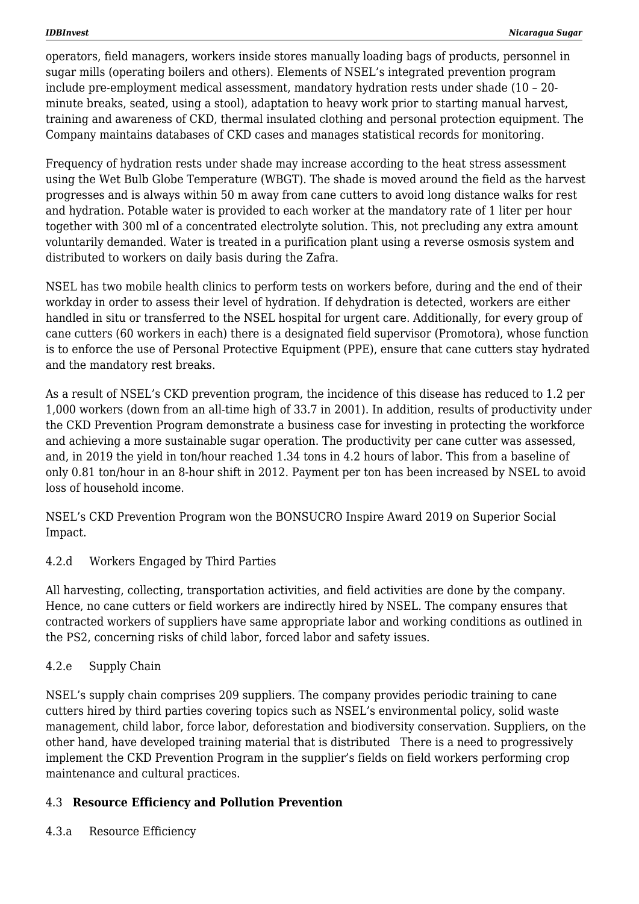operators, field managers, workers inside stores manually loading bags of products, personnel in sugar mills (operating boilers and others). Elements of NSEL's integrated prevention program include pre-employment medical assessment, mandatory hydration rests under shade (10 – 20-minute breaks, seated, using a stool), adaptation to heavy work prior to starting manual harvest, training and awareness of CKD, thermal insulated clothing and personal protection equipment. The Company maintains databases of CKD cases and manages statistical records for monitoring.

Frequency of hydration rests under shade may increase according to the heat stress assessment using the Wet Bulb Globe Temperature (WBGT). The shade is moved around the field as the harvest progresses and is always within 50 m away from cane cutters to avoid long distance walks for rest and hydration. Potable water is provided to each worker at the mandatory rate of 1 liter per hour together with 300 ml of a concentrated electrolyte solution. This, not precluding any extra amount voluntarily demanded. Water is treated in a purification plant using a reverse osmosis system and distributed to workers on daily basis during the Zafra.

NSEL has two mobile health clinics to perform tests on workers before, during and the end of their workday in order to assess their level of hydration. If dehydration is detected, workers are either handled in situ or transferred to the NSEL hospital for urgent care. Additionally, for every group of cane cutters (60 workers in each) there is a designated field supervisor (Promotora), whose function is to enforce the use of Personal Protective Equipment (PPE), ensure that cane cutters stay hydrated and the mandatory rest breaks.

As a result of NSEL's CKD prevention program, the incidence of this disease has reduced to 1.2 per 1,000 workers (down from an all-time high of 33.7 in 2001). In addition, results of productivity under the CKD Prevention Program demonstrate a business case for investing in protecting the workforce and achieving a more sustainable sugar operation. The productivity per cane cutter was assessed, and, in 2019 the yield in ton/hour reached 1.34 tons in 4.2 hours of labor. This from a baseline of only 0.81 ton/hour in an 8-hour shift in 2012. Payment per ton has been increased by NSEL to avoid loss of household income.

NSEL's CKD Prevention Program won the BONSUCRO Inspire Award 2019 on Superior Social Impact.

#### 4.2.d Workers Engaged by Third Parties

All harvesting, collecting, transportation activities, and field activities are done by the company. Hence, no cane cutters or field workers are indirectly hired by NSEL. The company ensures that contracted workers of suppliers have same appropriate labor and working conditions as outlined in the PS2, concerning risks of child labor, forced labor and safety issues.

#### 4.2.e Supply Chain

NSEL's supply chain comprises 209 suppliers. The company provides periodic training to cane cutters hired by third parties covering topics such as NSEL's environmental policy, solid waste management, child labor, force labor, deforestation and biodiversity conservation. Suppliers, on the other hand, have developed training material that is distributed There is a need to progressively implement the CKD Prevention Program in the supplier's fields on field workers performing crop maintenance and cultural practices.

### 4.3 **Resource Efficiency and Pollution Prevention**

#### 4.3.a Resource Efficiency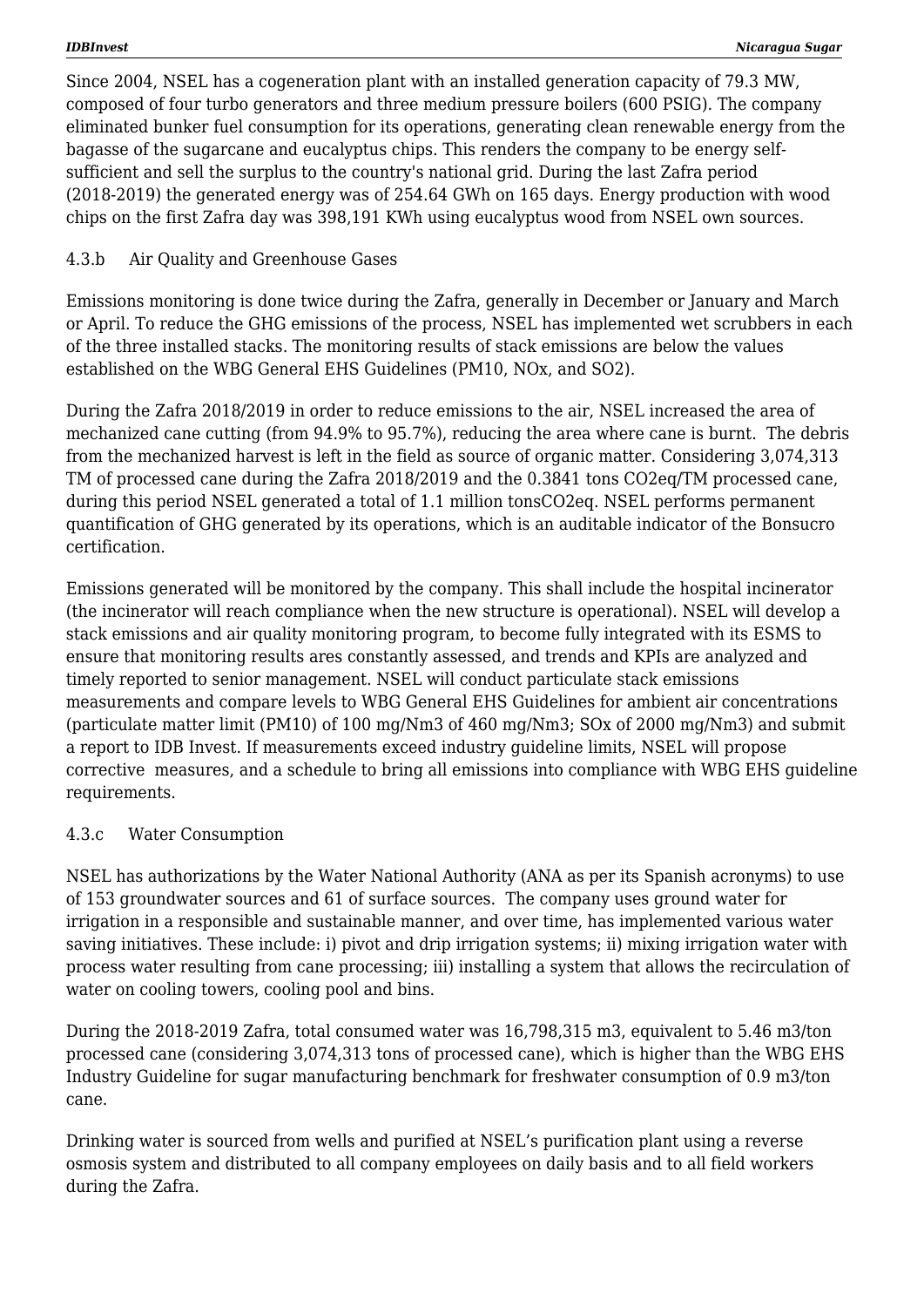Since 2004, NSEL has a cogeneration plant with an installed generation capacity of 79.3 MW, composed of four turbo generators and three medium pressure boilers (600 PSIG). The company eliminated bunker fuel consumption for its operations, generating clean renewable energy from the bagasse of the sugarcane and eucalyptus chips. This renders the company to be energy self-sufficient and sell the surplus to the country's national grid. During the last Zafra period (2018-2019) the generated energy was of 254.64 GWh on 165 days. Energy production with wood chips on the first Zafra day was 398,191 KWh using eucalyptus wood from NSEL own sources.

### 4.3.b Air Quality and Greenhouse Gases

Emissions monitoring is done twice during the Zafra, generally in December or January and March or April. To reduce the GHG emissions of the process, NSEL has implemented wet scrubbers in each of the three installed stacks. The monitoring results of stack emissions are below the values established on the WBG General EHS Guidelines (PM10, NOx, and $SO_2$).

During the Zafra 2018/2019 in order to reduce emissions to the air, NSEL increased the area of mechanized cane cutting (from 94.9% to 95.7%), reducing the area where cane is burnt. The debris from the mechanized harvest is left in the field as source of organic matter. Considering 3,074,313 TM of processed cane during the Zafra 2018/2019 and the 0.3841 tons $CO_2$eq/TM processed cane, during this period NSEL generated a total of 1.1 million tons$CO_2$eq. NSEL performs permanent quantification of GHG generated by its operations, which is an auditable indicator of the Bonsucro certification.

Emissions generated will be monitored by the company. This shall include the hospital incinerator (the incinerator will reach compliance when the new structure is operational). NSEL will develop a stack emissions and air quality monitoring program, to become fully integrated with its ESMS to ensure that monitoring results ares constantly assessed, and trends and KPIs are analyzed and timely reported to senior management. NSEL will conduct particulate stack emissions measurements and compare levels to WBG General EHS Guidelines for ambient air concentrations (particulate matter limit (PM10) of 100 mg/Nm3 of 460 mg/Nm3; SOx of 2000 mg/Nm3) and submit a report to IDB Invest. If measurements exceed industry guideline limits, NSEL will propose corrective measures, and a schedule to bring all emissions into compliance with WBG EHS guideline requirements.

### 4.3.c Water Consumption

NSEL has authorizations by the Water National Authority (ANA as per its Spanish acronyms) to use of 153 groundwater sources and 61 of surface sources. The company uses ground water for irrigation in a responsible and sustainable manner, and over time, has implemented various water saving initiatives. These include: i) pivot and drip irrigation systems; ii) mixing irrigation water with process water resulting from cane processing; iii) installing a system that allows the recirculation of water on cooling towers, cooling pool and bins.

During the 2018-2019 Zafra, total consumed water was 16,798,315 m3, equivalent to 5.46 m3/ton processed cane (considering 3,074,313 tons of processed cane), which is higher than the WBG EHS Industry Guideline for sugar manufacturing benchmark for freshwater consumption of 0.9 m3/ton cane.

Drinking water is sourced from wells and purified at NSEL's purification plant using a reverse osmosis system and distributed to all company employees on daily basis and to all field workers during the Zafra.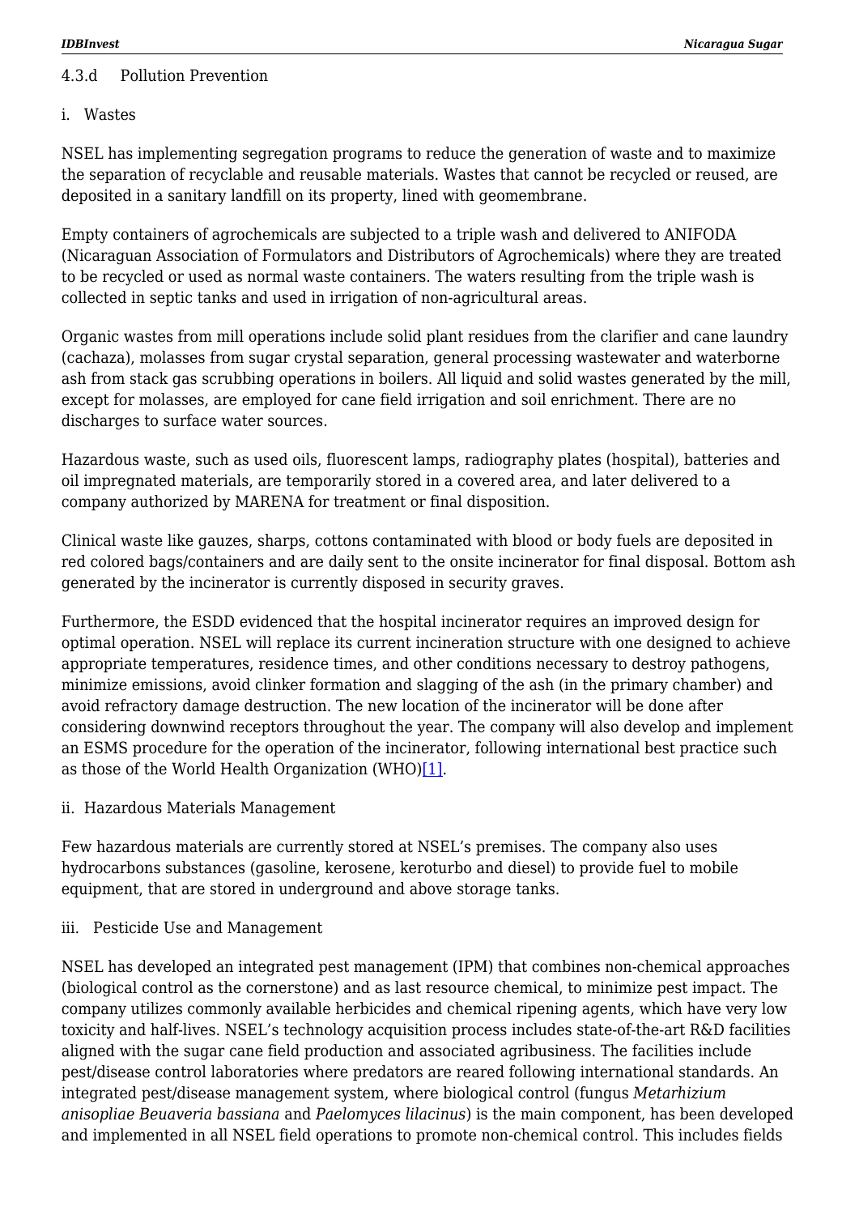#### 4.3.d Pollution Prevention

##### i. Wastes

NSEL has implementing segregation programs to reduce the generation of waste and to maximize the separation of recyclable and reusable materials. Wastes that cannot be recycled or reused, are deposited in a sanitary landfill on its property, lined with geomembrane.

Empty containers of agrochemicals are subjected to a triple wash and delivered to ANIFODA (Nicaraguan Association of Formulators and Distributors of Agrochemicals) where they are treated to be recycled or used as normal waste containers. The waters resulting from the triple wash is collected in septic tanks and used in irrigation of non-agricultural areas.

Organic wastes from mill operations include solid plant residues from the clarifier and cane laundry (cachaza), molasses from sugar crystal separation, general processing wastewater and waterborne ash from stack gas scrubbing operations in boilers. All liquid and solid wastes generated by the mill, except for molasses, are employed for cane field irrigation and soil enrichment. There are no discharges to surface water sources.

Hazardous waste, such as used oils, fluorescent lamps, radiography plates (hospital), batteries and oil impregnated materials, are temporarily stored in a covered area, and later delivered to a company authorized by MARENA for treatment or final disposition.

Clinical waste like gauzes, sharps, cottons contaminated with blood or body fuels are deposited in red colored bags/containers and are daily sent to the onsite incinerator for final disposal. Bottom ash generated by the incinerator is currently disposed in security graves.

Furthermore, the ESDD evidenced that the hospital incinerator requires an improved design for optimal operation. NSEL will replace its current incineration structure with one designed to achieve appropriate temperatures, residence times, and other conditions necessary to destroy pathogens, minimize emissions, avoid clinker formation and slagging of the ash (in the primary chamber) and avoid refractory damage destruction. The new location of the incinerator will be done after considering downwind receptors throughout the year. The company will also develop and implement an ESMS procedure for the operation of the incinerator, following international best practice such as those of the World Health Organization (WHO)[1].

##### ii. Hazardous Materials Management

Few hazardous materials are currently stored at NSEL's premises. The company also uses hydrocarbons substances (gasoline, kerosene, keroturbo and diesel) to provide fuel to mobile equipment, that are stored in underground and above storage tanks.

##### iii. Pesticide Use and Management

NSEL has developed an integrated pest management (IPM) that combines non-chemical approaches (biological control as the cornerstone) and as last resource chemical, to minimize pest impact. The company utilizes commonly available herbicides and chemical ripening agents, which have very low toxicity and half-lives. NSEL's technology acquisition process includes state-of-the-art R&D facilities aligned with the sugar cane field production and associated agribusiness. The facilities include pest/disease control laboratories where predators are reared following international standards. An integrated pest/disease management system, where biological control (fungus *Metarhizium anisopliae Beuaveria bassiana* and *Paelomyces lilacinus*) is the main component, has been developed and implemented in all NSEL field operations to promote non-chemical control. This includes fields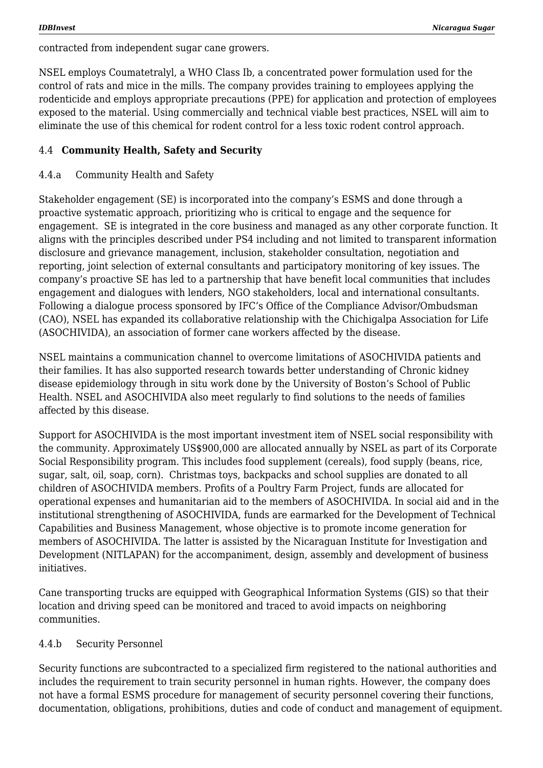contracted from independent sugar cane growers.

NSEL employs Coumatetralyl, a WHO Class Ib, a concentrated power formulation used for the control of rats and mice in the mills. The company provides training to employees applying the rodenticide and employs appropriate precautions (PPE) for application and protection of employees exposed to the material. Using commercially and technical viable best practices, NSEL will aim to eliminate the use of this chemical for rodent control for a less toxic rodent control approach.

### 4.4 **Community Health, Safety and Security**

#### 4.4.a Community Health and Safety

Stakeholder engagement (SE) is incorporated into the company's ESMS and done through a proactive systematic approach, prioritizing who is critical to engage and the sequence for engagement. SE is integrated in the core business and managed as any other corporate function. It aligns with the principles described under PS4 including and not limited to transparent information disclosure and grievance management, inclusion, stakeholder consultation, negotiation and reporting, joint selection of external consultants and participatory monitoring of key issues. The company's proactive SE has led to a partnership that have benefit local communities that includes engagement and dialogues with lenders, NGO stakeholders, local and international consultants. Following a dialogue process sponsored by IFC's Office of the Compliance Advisor/Ombudsman (CAO), NSEL has expanded its collaborative relationship with the Chichigalpa Association for Life (ASOCHIVIDA), an association of former cane workers affected by the disease.

NSEL maintains a communication channel to overcome limitations of ASOCHIVIDA patients and their families. It has also supported research towards better understanding of Chronic kidney disease epidemiology through in situ work done by the University of Boston's School of Public Health. NSEL and ASOCHIVIDA also meet regularly to find solutions to the needs of families affected by this disease.

Support for ASOCHIVIDA is the most important investment item of NSEL social responsibility with the community. Approximately US$900,000 are allocated annually by NSEL as part of its Corporate Social Responsibility program. This includes food supplement (cereals), food supply (beans, rice, sugar, salt, oil, soap, corn). Christmas toys, backpacks and school supplies are donated to all children of ASOCHIVIDA members. Profits of a Poultry Farm Project, funds are allocated for operational expenses and humanitarian aid to the members of ASOCHIVIDA. In social aid and in the institutional strengthening of ASOCHIVIDA, funds are earmarked for the Development of Technical Capabilities and Business Management, whose objective is to promote income generation for members of ASOCHIVIDA. The latter is assisted by the Nicaraguan Institute for Investigation and Development (NITLAPAN) for the accompaniment, design, assembly and development of business initiatives.

Cane transporting trucks are equipped with Geographical Information Systems (GIS) so that their location and driving speed can be monitored and traced to avoid impacts on neighboring communities.

#### 4.4.b Security Personnel

Security functions are subcontracted to a specialized firm registered to the national authorities and includes the requirement to train security personnel in human rights. However, the company does not have a formal ESMS procedure for management of security personnel covering their functions, documentation, obligations, prohibitions, duties and code of conduct and management of equipment.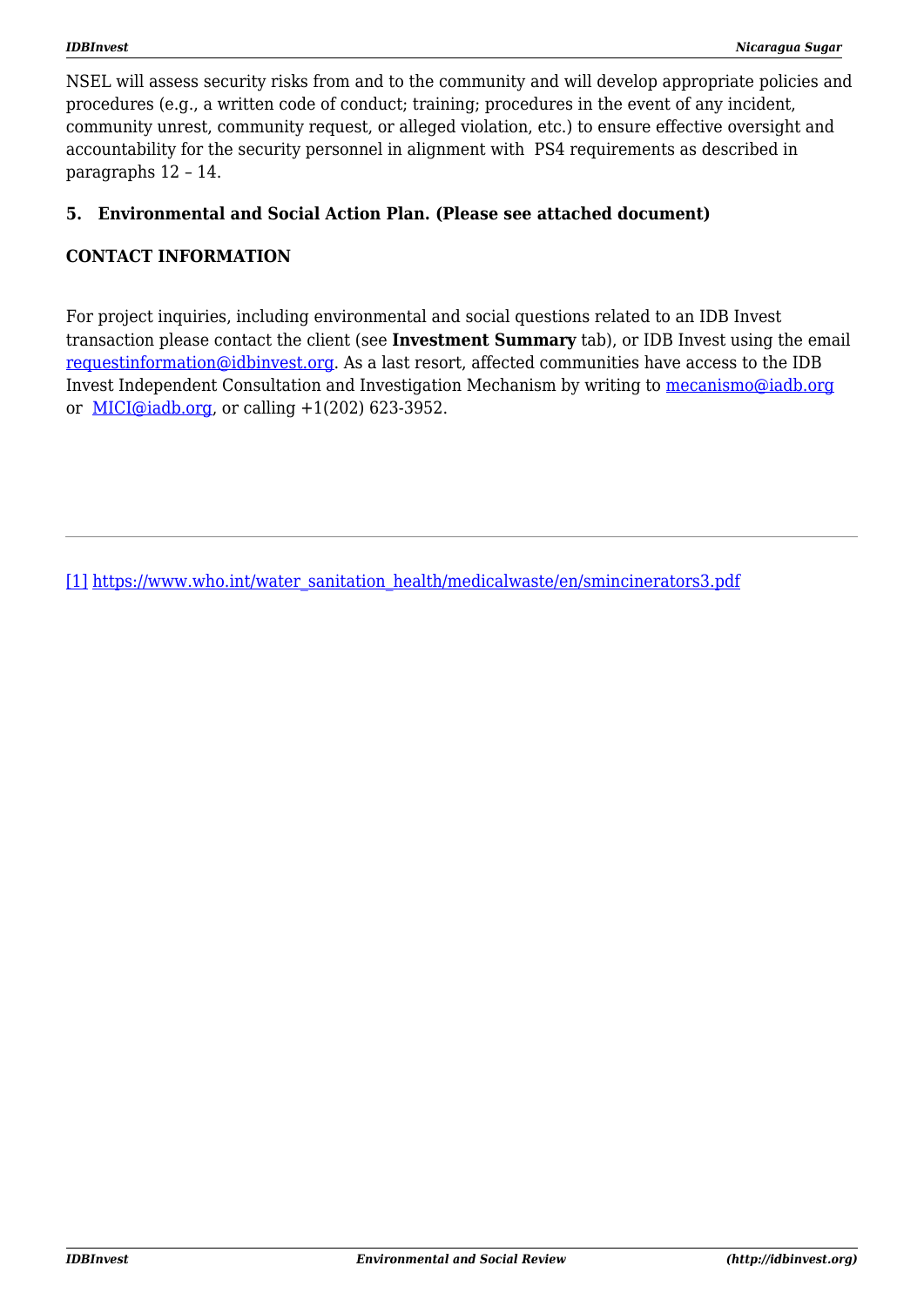NSEL will assess security risks from and to the community and will develop appropriate policies and procedures (e.g., a written code of conduct; training; procedures in the event of any incident, community unrest, community request, or alleged violation, etc.) to ensure effective oversight and accountability for the security personnel in alignment with PS4 requirements as described in paragraphs 12 – 14.

### 5. Environmental and Social Action Plan. (Please see attached document)

### CONTACT INFORMATION

For project inquiries, including environmental and social questions related to an IDB Invest transaction please contact the client (see **Investment Summary** tab), or IDB Invest using the email requestinformation@idbinvest.org. As a last resort, affected communities have access to the IDB Invest Independent Consultation and Investigation Mechanism by writing to mecanismo@iadb.org or MICI@iadb.org, or calling +1(202) 623-3952.

---

[1] https://www.who.int/water_sanitation_health/medicalwaste/en/smincinerators3.pdf